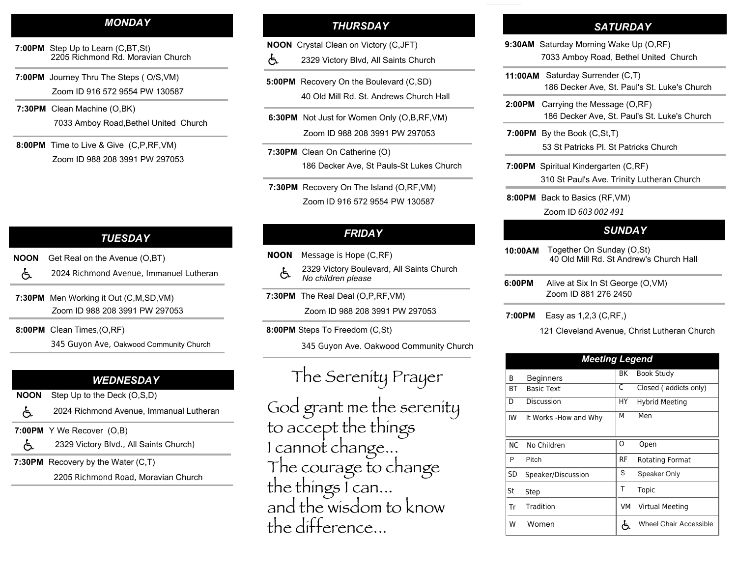## MONDAY

**7:00PM** Step Up to Learn (C,BT,St)
2205 Richmond Rd. Moravian Church

**7:00PM** Journey Thru The Steps ( O/S,VM)
Zoom ID 916 572 9554 PW 130587

**7:30PM** Clean Machine (O,BK)
7033 Amboy Road,Bethel United Church

**8:00PM** Time to Live & Give (C,P,RF,VM)
Zoom ID 988 208 3991 PW 297053

## TUESDAY

**NOON** Get Real on the Avenue (O,BT)
♿ 2024 Richmond Avenue, Immanuel Lutheran

**7:30PM** Men Working it Out (C,M,SD,VM)
Zoom ID 988 208 3991 PW 297053

**8:00PM** Clean Times,(O,RF)
345 Guyon Ave, Oakwood Community Church

## WEDNESDAY

**NOON** Step Up to the Deck (O,S,D)
♿ 2024 Richmond Avenue, Immanual Lutheran

**7:00PM** Y We Recover (O,B)
♿ 2329 Victory Blvd., All Saints Church)

**7:30PM** Recovery by the Water (C,T)
2205 Richmond Road, Moravian Church

## THURSDAY

**NOON** Crystal Clean on Victory (C,JFT)
♿ 2329 Victory Blvd, All Saints Church

**5:00PM** Recovery On the Boulevard (C,SD)
40 Old Mill Rd. St. Andrews Church Hall

**6:30PM** Not Just for Women Only (O,B,RF,VM)
Zoom ID 988 208 3991 PW 297053

**7:30PM** Clean On Catherine (O)
186 Decker Ave, St Pauls-St Lukes Church

**7:30PM** Recovery On The Island (O,RF,VM)
Zoom ID 916 572 9554 PW 130587

## FRIDAY

**NOON** Message is Hope (C,RF)
♿ 2329 Victory Boulevard, All Saints Church
*No children please*

**7:30PM** The Real Deal (O,P,RF,VM)
Zoom ID 988 208 3991 PW 297053

**8:00PM** Steps To Freedom (C,St)
345 Guyon Ave. Oakwood Community Church

## The Serenity Prayer

God grant me the serenity
to accept the things
I cannot change...
The courage to change
the things I can...
and the wisdom to know
the difference...

## SATURDAY

**9:30AM** Saturday Morning Wake Up (O,RF)
7033 Amboy Road, Bethel United Church

**11:00AM** Saturday Surrender (C,T)
186 Decker Ave, St. Paul's St. Luke's Church

**2:00PM** Carrying the Message (O,RF)
186 Decker Ave, St. Paul's St. Luke's Church

**7:00PM** By the Book (C,St,T)
53 St Patricks Pl. St Patricks Church

**7:00PM** Spiritual Kindergarten (C,RF)
310 St Paul's Ave. Trinity Lutheran Church

**8:00PM** Back to Basics (RF,VM)
Zoom ID *603 002 491*

## SUNDAY

**10:00AM** Together On Sunday (O,St)
40 Old Mill Rd. St Andrew's Church Hall

**6:00PM** Alive at Six In St George (O,VM)
Zoom ID 881 276 2450

**7:00PM** Easy as 1,2,3 (C,RF,)
121 Cleveland Avenue, Christ Lutheran Church

### Meeting Legend

| | | | |
|---|---|---|---|
| B | Beginners | BK | Book Study |
| BT | Basic Text | C | Closed ( addicts only) |
| D | Discussion | HY | Hybrid Meeting |
| IW | It Works -How and Why | M | Men |
| NC | No Children | O | Open |
| P | Pitch | RF | Rotating Format |
| SD | Speaker/Discussion | S | Speaker Only |
| St | Step | T | Topic |
| Tr | Tradition | VM | Virtual Meeting |
| W | Women | ♿ | Wheel Chair Accessible |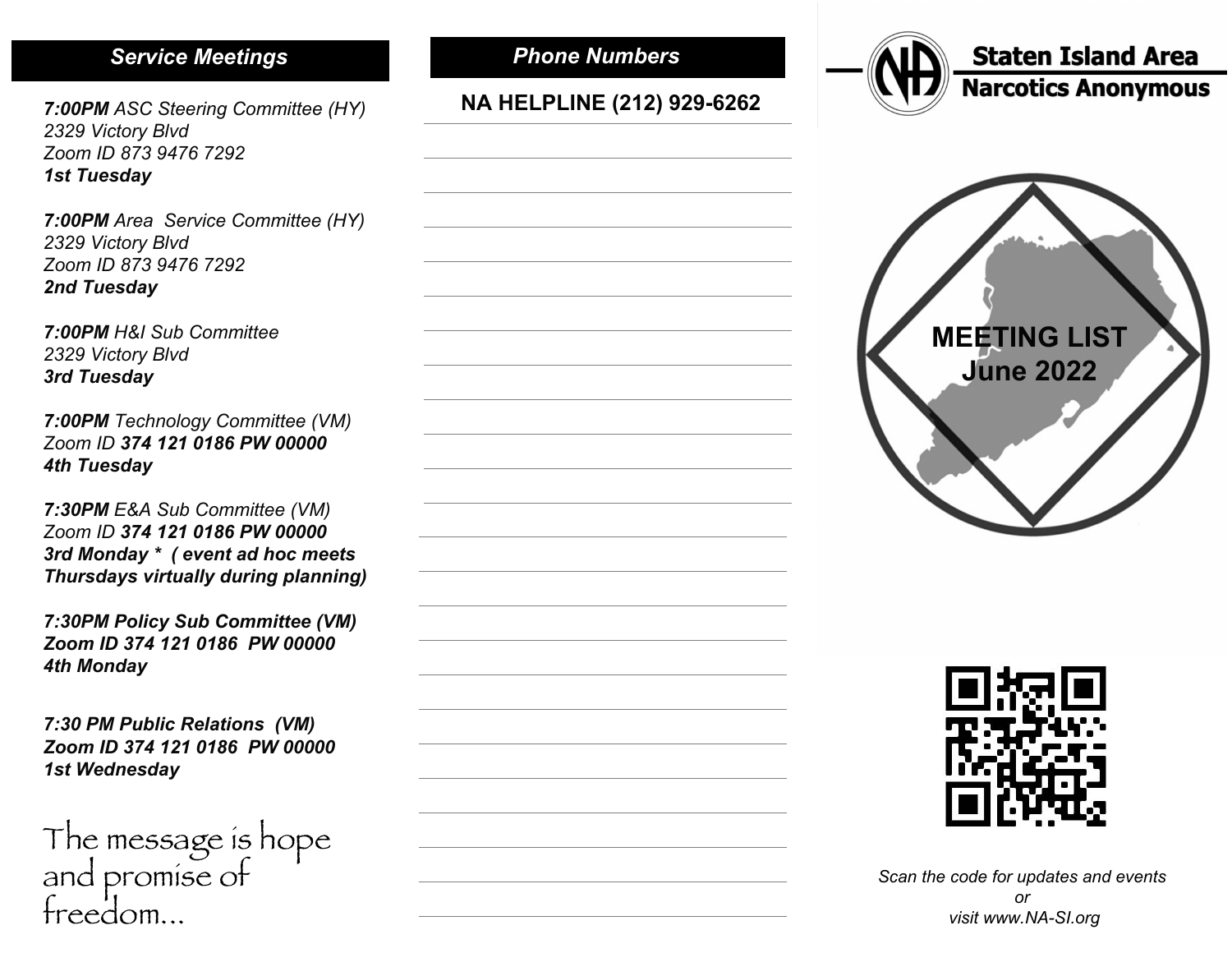## *Service Meetings*

***7:00PM*** *ASC Steering Committee (HY)*
*2329 Victory Blvd*
*Zoom ID 873 9476 7292*
***1st Tuesday***

***7:00PM*** *Area Service Committee (HY)*
*2329 Victory Blvd*
*Zoom ID 873 9476 7292*
***2nd Tuesday***

***7:00PM*** *H&I Sub Committee*
*2329 Victory Blvd*
***3rd Tuesday***

***7:00PM*** *Technology Committee (VM)*
*Zoom ID* ***374 121 0186 PW 00000***
***4th Tuesday***

***7:30PM*** *E&A Sub Committee (VM)*
*Zoom ID* ***374 121 0186 PW 00000***
***3rd Monday * ( event ad hoc meets Thursdays virtually during planning)***

***7:30PM Policy Sub Committee (VM)***
***Zoom ID 374 121 0186 PW 00000***
***4th Monday***

***7:30 PM Public Relations (VM)***
***Zoom ID 374 121 0186 PW 00000***
***1st Wednesday***

The message is hope and promise of freedom...

## *Phone Numbers*

**NA HELPLINE (212) 929-6262**

# Staten Island Area Narcotics Anonymous

**MEETING LIST**
**June 2022**

*Scan the code for updates and events*
*or*
*visit www.NA-SI.org*